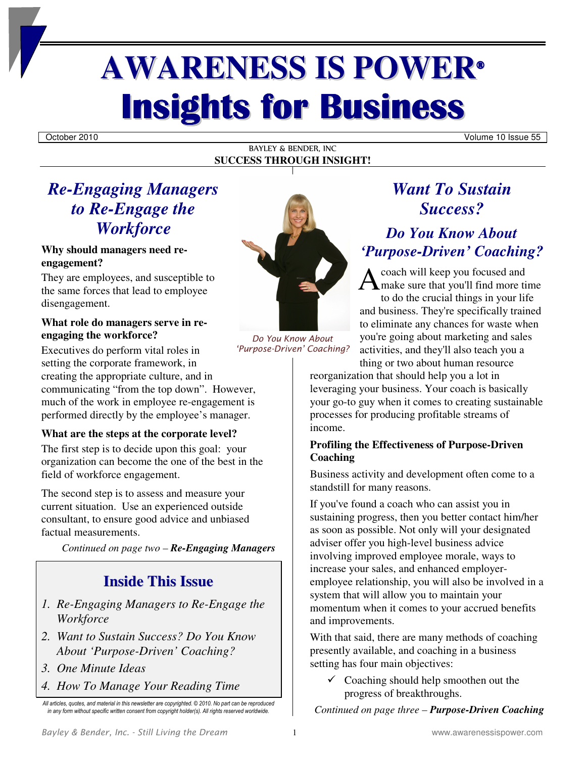# AWARENESS IS POWER®
# Insights for Business

October 2010 | Volume 10 Issue 55

BAYLEY & BENDER, INC
**SUCCESS THROUGH INSIGHT!**

## *Re-Engaging Managers to Re-Engage the Workforce*

**Why should managers need re-engagement?**

They are employees, and susceptible to the same forces that lead to employee disengagement.

**What role do managers serve in re-engaging the workforce?**

Executives do perform vital roles in setting the corporate framework, in creating the appropriate culture, and in communicating "from the top down". However, much of the work in employee re-engagement is performed directly by the employee's manager.

**What are the steps at the corporate level?**

The first step is to decide upon this goal: your organization can become the one of the best in the field of workforce engagement.

The second step is to assess and measure your current situation. Use an experienced outside consultant, to ensure good advice and unbiased factual measurements.

*Continued on page two – **Re-Engaging Managers***

### Inside This Issue

1. *Re-Engaging Managers to Re-Engage the Workforce*
2. *Want to Sustain Success? Do You Know About 'Purpose-Driven' Coaching?*
3. *One Minute Ideas*
4. *How To Manage Your Reading Time*

*All articles, quotes, and material in this newsletter are copyrighted. © 2010. No part can be reproduced in any form without specific written consent from copyright holder(s). All rights reserved worldwide.*

*Do You Know About 'Purpose-Driven' Coaching?*

## *Want To Sustain Success?*

### *Do You Know About 'Purpose-Driven' Coaching?*

A coach will keep you focused and make sure that you'll find more time to do the crucial things in your life and business. They're specifically trained to eliminate any chances for waste when you're going about marketing and sales activities, and they'll also teach you a thing or two about human resource reorganization that should help you a lot in leveraging your business. Your coach is basically your go-to guy when it comes to creating sustainable processes for producing profitable streams of income.

**Profiling the Effectiveness of Purpose-Driven Coaching**

Business activity and development often come to a standstill for many reasons.

If you've found a coach who can assist you in sustaining progress, then you better contact him/her as soon as possible. Not only will your designated adviser offer you high-level business advice involving improved employee morale, ways to increase your sales, and enhanced employer-employee relationship, you will also be involved in a system that will allow you to maintain your momentum when it comes to your accrued benefits and improvements.

With that said, there are many methods of coaching presently available, and coaching in a business setting has four main objectives:

- ✓ Coaching should help smoothen out the progress of breakthroughs.

*Continued on page three – **Purpose-Driven Coaching***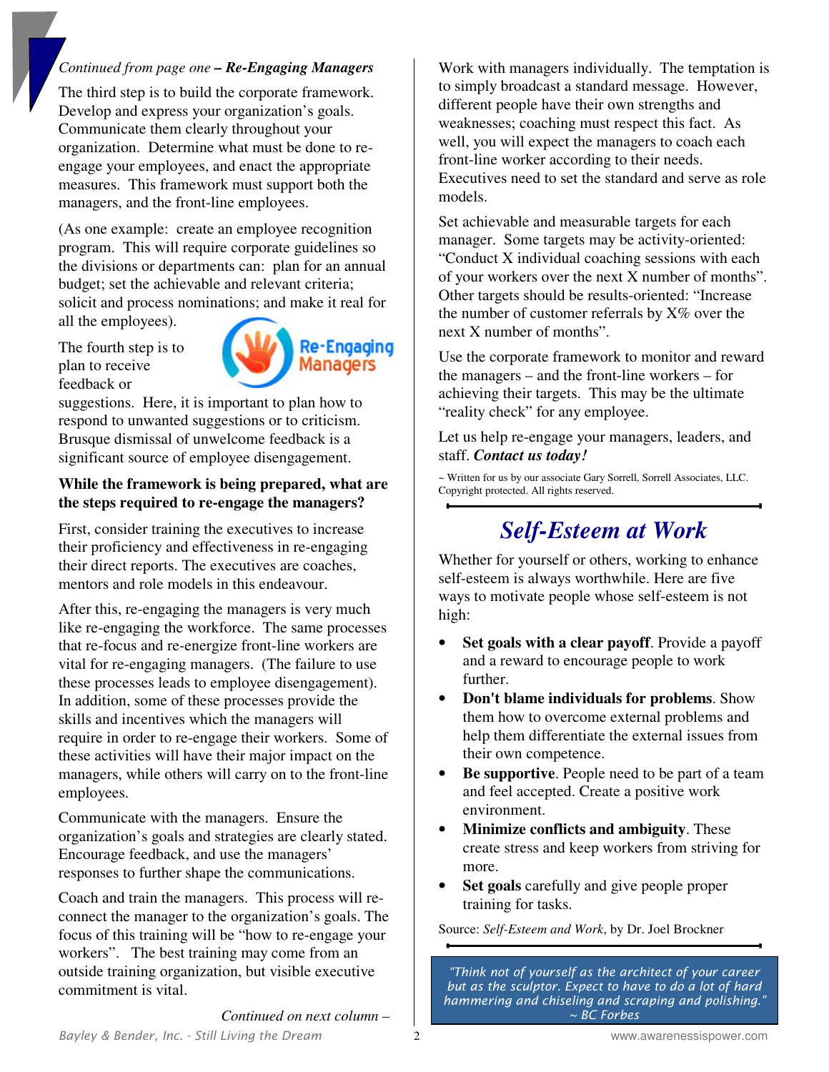*Continued from page one* – ***Re-Engaging Managers***

The third step is to build the corporate framework. Develop and express your organization's goals. Communicate them clearly throughout your organization. Determine what must be done to re-engage your employees, and enact the appropriate measures. This framework must support both the managers, and the front-line employees.

(As one example: create an employee recognition program. This will require corporate guidelines so the divisions or departments can: plan for an annual budget; set the achievable and relevant criteria; solicit and process nominations; and make it real for all the employees).

The fourth step is to plan to receive feedback or suggestions. Here, it is important to plan how to respond to unwanted suggestions or to criticism. Brusque dismissal of unwelcome feedback is a significant source of employee disengagement.

**While the framework is being prepared, what are the steps required to re-engage the managers?**

First, consider training the executives to increase their proficiency and effectiveness in re-engaging their direct reports. The executives are coaches, mentors and role models in this endeavour.

After this, re-engaging the managers is very much like re-engaging the workforce. The same processes that re-focus and re-energize front-line workers are vital for re-engaging managers. (The failure to use these processes leads to employee disengagement). In addition, some of these processes provide the skills and incentives which the managers will require in order to re-engage their workers. Some of these activities will have their major impact on the managers, while others will carry on to the front-line employees.

Communicate with the managers. Ensure the organization's goals and strategies are clearly stated. Encourage feedback, and use the managers' responses to further shape the communications.

Coach and train the managers. This process will re-connect the manager to the organization's goals. The focus of this training will be "how to re-engage your workers". The best training may come from an outside training organization, but visible executive commitment is vital.

*Continued on next column –*

Work with managers individually. The temptation is to simply broadcast a standard message. However, different people have their own strengths and weaknesses; coaching must respect this fact. As well, you will expect the managers to coach each front-line worker according to their needs. Executives need to set the standard and serve as role models.

Set achievable and measurable targets for each manager. Some targets may be activity-oriented: "Conduct X individual coaching sessions with each of your workers over the next X number of months". Other targets should be results-oriented: "Increase the number of customer referrals by X% over the next X number of months".

Use the corporate framework to monitor and reward the managers – and the front-line workers – for achieving their targets. This may be the ultimate "reality check" for any employee.

Let us help re-engage your managers, leaders, and staff. ***Contact us today!***

~ Written for us by our associate Gary Sorrell, Sorrell Associates, LLC. Copyright protected. All rights reserved.

## *Self-Esteem at Work*

Whether for yourself or others, working to enhance self-esteem is always worthwhile. Here are five ways to motivate people whose self-esteem is not high:

- **Set goals with a clear payoff**. Provide a payoff and a reward to encourage people to work further.
- **Don't blame individuals for problems**. Show them how to overcome external problems and help them differentiate the external issues from their own competence.
- **Be supportive**. People need to be part of a team and feel accepted. Create a positive work environment.
- **Minimize conflicts and ambiguity**. These create stress and keep workers from striving for more.
- **Set goals** carefully and give people proper training for tasks.

Source: *Self-Esteem and Work*, by Dr. Joel Brockner

*"Think not of yourself as the architect of your career but as the sculptor. Expect to have to do a lot of hard hammering and chiseling and scraping and polishing."*
~ BC Forbes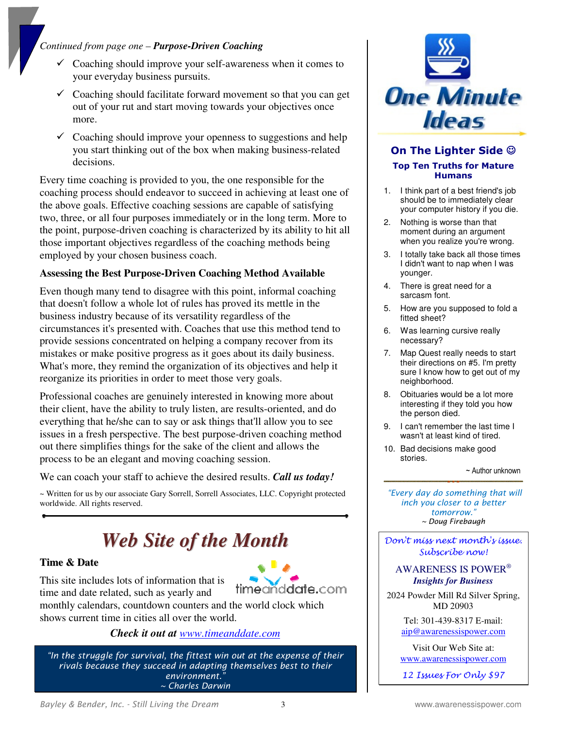*Continued from page one – **Purpose-Driven Coaching***

- ✓ Coaching should improve your self-awareness when it comes to your everyday business pursuits.
- ✓ Coaching should facilitate forward movement so that you can get out of your rut and start moving towards your objectives once more.
- ✓ Coaching should improve your openness to suggestions and help you start thinking out of the box when making business-related decisions.

Every time coaching is provided to you, the one responsible for the coaching process should endeavor to succeed in achieving at least one of the above goals. Effective coaching sessions are capable of satisfying two, three, or all four purposes immediately or in the long term. More to the point, purpose-driven coaching is characterized by its ability to hit all those important objectives regardless of the coaching methods being employed by your chosen business coach.

**Assessing the Best Purpose-Driven Coaching Method Available**

Even though many tend to disagree with this point, informal coaching that doesn't follow a whole lot of rules has proved its mettle in the business industry because of its versatility regardless of the circumstances it's presented with. Coaches that use this method tend to provide sessions concentrated on helping a company recover from its mistakes or make positive progress as it goes about its daily business. What's more, they remind the organization of its objectives and help it reorganize its priorities in order to meet those very goals.

Professional coaches are genuinely interested in knowing more about their client, have the ability to truly listen, are results-oriented, and do everything that he/she can to say or ask things that'll allow you to see issues in a fresh perspective. The best purpose-driven coaching method out there simplifies things for the sake of the client and allows the process to be an elegant and moving coaching session.

We can coach your staff to achieve the desired results. ***Call us today!***

~ Written for us by our associate Gary Sorrell, Sorrell Associates, LLC. Copyright protected worldwide. All rights reserved.

# Web Site of the Month

**Time & Date**

This site includes lots of information that is time and date related, such as yearly and monthly calendars, countdown counters and the world clock which shows current time in cities all over the world.

***Check it out at** www.timeanddate.com*

> *"In the struggle for survival, the fittest win out at the expense of their rivals because they succeed in adapting themselves best to their environment."*
> *~ Charles Darwin*

# One Minute Ideas

## On The Lighter Side ☺

### Top Ten Truths for Mature Humans

1. I think part of a best friend's job should be to immediately clear your computer history if you die.
2. Nothing is worse than that moment during an argument when you realize you're wrong.
3. I totally take back all those times I didn't want to nap when I was younger.
4. There is great need for a sarcasm font.
5. How are you supposed to fold a fitted sheet?
6. Was learning cursive really necessary?
7. Map Quest really needs to start their directions on #5. I'm pretty sure I know how to get out of my neighborhood.
8. Obituaries would be a lot more interesting if they told you how the person died.
9. I can't remember the last time I wasn't at least kind of tired.
10. Bad decisions make good stories.

~ Author unknown

> *"Every day do something that will inch you closer to a better tomorrow."*
> *~ Doug Firebaugh*

*Don't miss next month's issue. Subscribe now!*

AWARENESS IS POWER®
***Insights for Business***

2024 Powder Mill Rd Silver Spring, MD 20903

Tel: 301-439-8317 E-mail: aip@awarenessispower.com

Visit Our Web Site at: www.awarenessispower.com

*12 Issues For Only $97*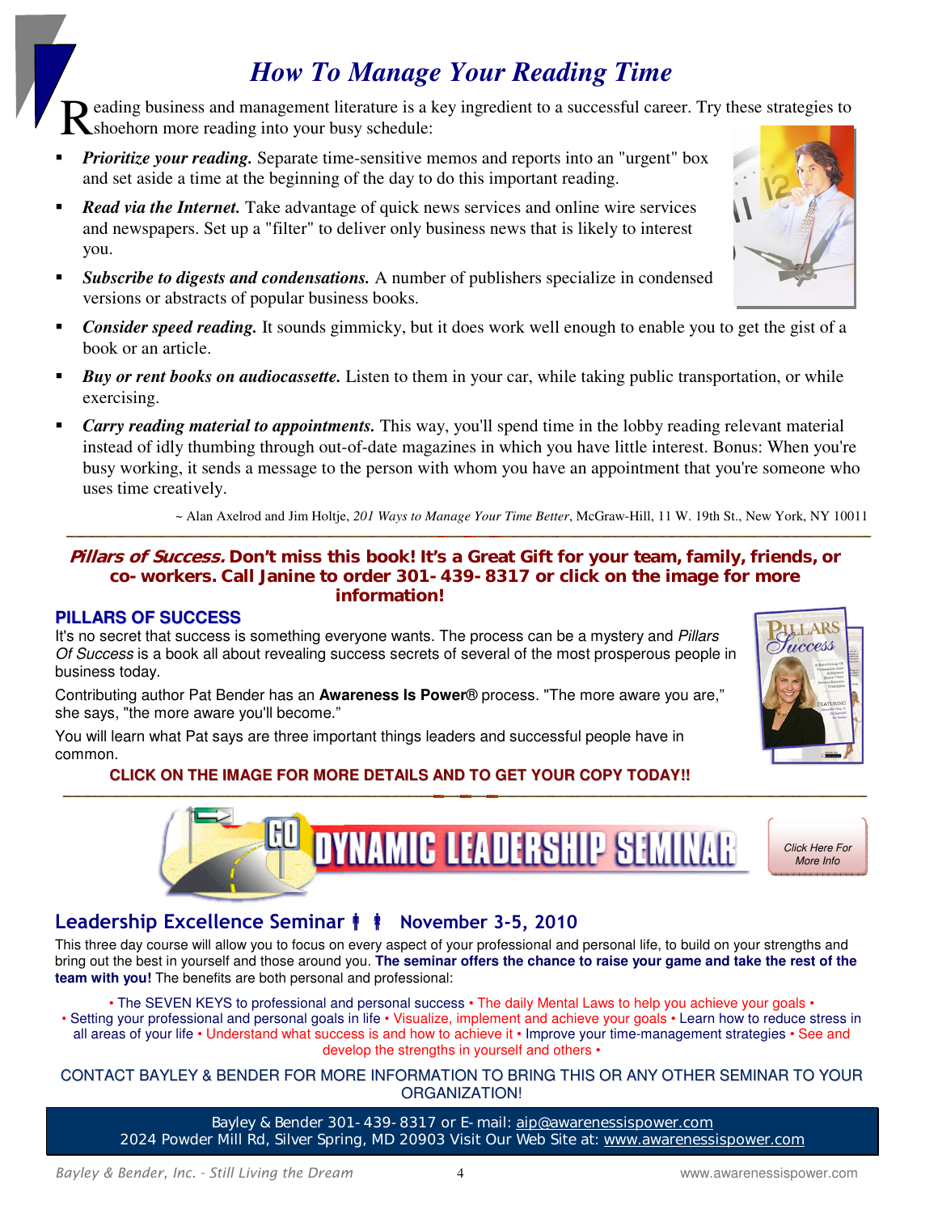# *How To Manage Your Reading Time*

Reading business and management literature is a key ingredient to a successful career. Try these strategies to shoehorn more reading into your busy schedule:

- ***Prioritize your reading.*** Separate time-sensitive memos and reports into an "urgent" box and set aside a time at the beginning of the day to do this important reading.
- ***Read via the Internet.*** Take advantage of quick news services and online wire services and newspapers. Set up a "filter" to deliver only business news that is likely to interest you.
- ***Subscribe to digests and condensations.*** A number of publishers specialize in condensed versions or abstracts of popular business books.
- ***Consider speed reading.*** It sounds gimmicky, but it does work well enough to enable you to get the gist of a book or an article.
- ***Buy or rent books on audiocassette.*** Listen to them in your car, while taking public transportation, or while exercising.
- ***Carry reading material to appointments.*** This way, you'll spend time in the lobby reading relevant material instead of idly thumbing through out-of-date magazines in which you have little interest. Bonus: When you're busy working, it sends a message to the person with whom you have an appointment that you're someone who uses time creatively.

~ Alan Axelrod and Jim Holtje, *201 Ways to Manage Your Time Better*, McGraw-Hill, 11 W. 19th St., New York, NY 10011

---

***Pillars of Success.*** **Don't miss this book! It's a Great Gift for your team, family, friends, or co- workers. Call Janine to order 301- 439- 8317 or click on the image for more information!**

## PILLARS OF SUCCESS

It's no secret that success is something everyone wants. The process can be a mystery and *Pillars Of Success* is a book all about revealing success secrets of several of the most prosperous people in business today.

Contributing author Pat Bender has an **Awareness Is Power®** process. "The more aware you are," she says, "the more aware you'll become."

You will learn what Pat says are three important things leaders and successful people have in common.

**CLICK ON THE IMAGE FOR MORE DETAILS AND TO GET YOUR COPY TODAY!!**

---

GO DYNAMIC LEADERSHIP SEMINAR

*Click Here For More Info*

## Leadership Excellence Seminar November 3-5, 2010

This three day course will allow you to focus on every aspect of your professional and personal life, to build on your strengths and bring out the best in yourself and those around you. **The seminar offers the chance to raise your game and take the rest of the team with you!** The benefits are both personal and professional:

• The SEVEN KEYS to professional and personal success • The daily Mental Laws to help you achieve your goals • Setting your professional and personal goals in life • Visualize, implement and achieve your goals • Learn how to reduce stress in all areas of your life • Understand what success is and how to achieve it • Improve your time-management strategies • See and develop the strengths in yourself and others •

CONTACT BAYLEY & BENDER FOR MORE INFORMATION TO BRING THIS OR ANY OTHER SEMINAR TO YOUR ORGANIZATION!

Bayley & Bender 301- 439- 8317 or E- mail: aip@awarenessispower.com
2024 Powder Mill Rd, Silver Spring, MD 20903 Visit Our Web Site at: www.awarenessispower.com